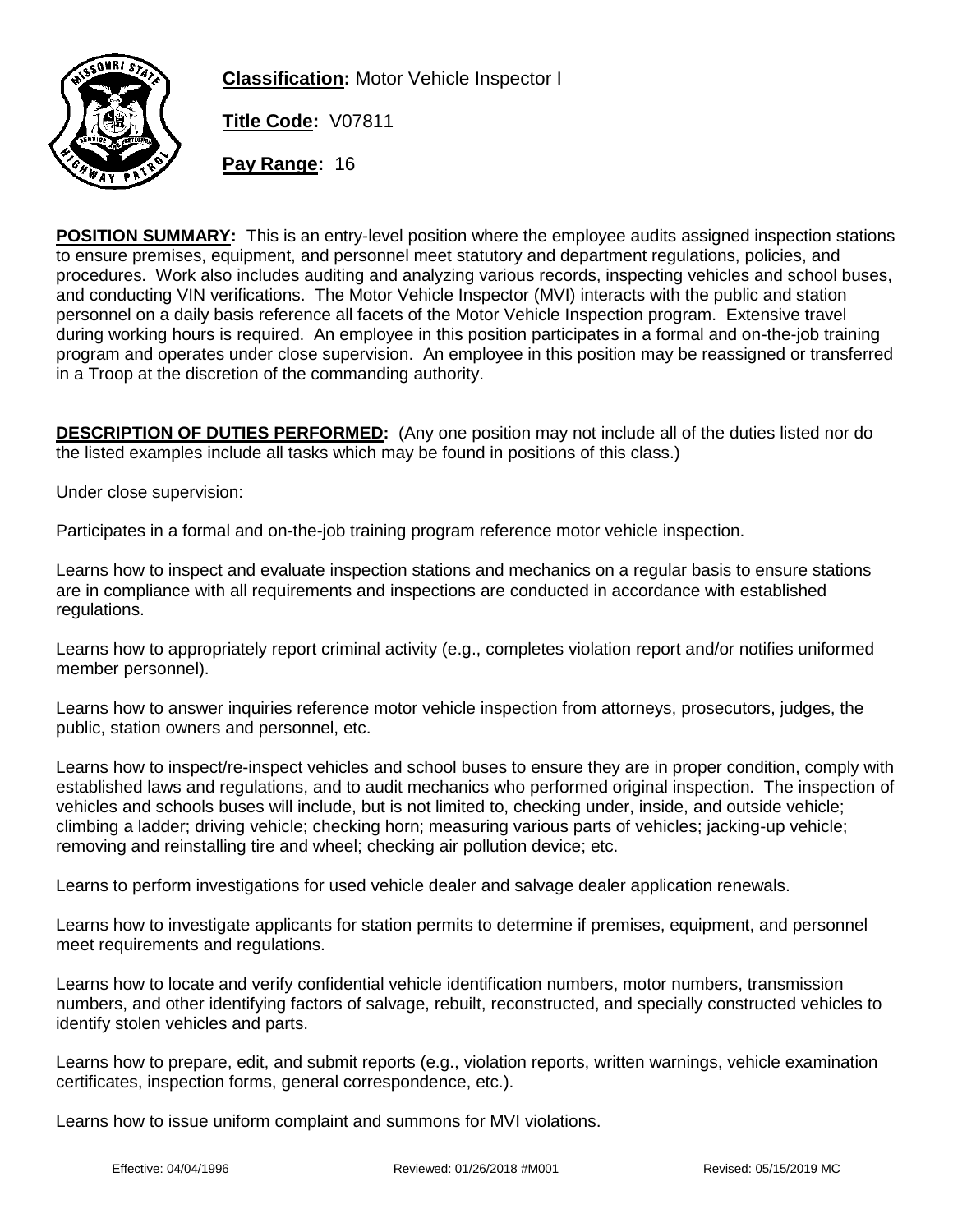**Classification:** Motor Vehicle Inspector I

**Title Code:** V07811

**Pay Range:** 16

**POSITION SUMMARY:** This is an entry-level position where the employee audits assigned inspection stations to ensure premises, equipment, and personnel meet statutory and department regulations, policies, and procedures. Work also includes auditing and analyzing various records, inspecting vehicles and school buses, and conducting VIN verifications. The Motor Vehicle Inspector (MVI) interacts with the public and station personnel on a daily basis reference all facets of the Motor Vehicle Inspection program. Extensive travel during working hours is required. An employee in this position participates in a formal and on-the-job training program and operates under close supervision. An employee in this position may be reassigned or transferred in a Troop at the discretion of the commanding authority.

**DESCRIPTION OF DUTIES PERFORMED:** (Any one position may not include all of the duties listed nor do the listed examples include all tasks which may be found in positions of this class.)

Under close supervision:

Participates in a formal and on-the-job training program reference motor vehicle inspection.

Learns how to inspect and evaluate inspection stations and mechanics on a regular basis to ensure stations are in compliance with all requirements and inspections are conducted in accordance with established regulations.

Learns how to appropriately report criminal activity (e.g., completes violation report and/or notifies uniformed member personnel).

Learns how to answer inquiries reference motor vehicle inspection from attorneys, prosecutors, judges, the public, station owners and personnel, etc.

Learns how to inspect/re-inspect vehicles and school buses to ensure they are in proper condition, comply with established laws and regulations, and to audit mechanics who performed original inspection. The inspection of vehicles and schools buses will include, but is not limited to, checking under, inside, and outside vehicle; climbing a ladder; driving vehicle; checking horn; measuring various parts of vehicles; jacking-up vehicle; removing and reinstalling tire and wheel; checking air pollution device; etc.

Learns to perform investigations for used vehicle dealer and salvage dealer application renewals.

Learns how to investigate applicants for station permits to determine if premises, equipment, and personnel meet requirements and regulations.

Learns how to locate and verify confidential vehicle identification numbers, motor numbers, transmission numbers, and other identifying factors of salvage, rebuilt, reconstructed, and specially constructed vehicles to identify stolen vehicles and parts.

Learns how to prepare, edit, and submit reports (e.g., violation reports, written warnings, vehicle examination certificates, inspection forms, general correspondence, etc.).

Learns how to issue uniform complaint and summons for MVI violations.

Effective: 04/04/1996 Reviewed: 01/26/2018 #M001 Revised: 05/15/2019 MC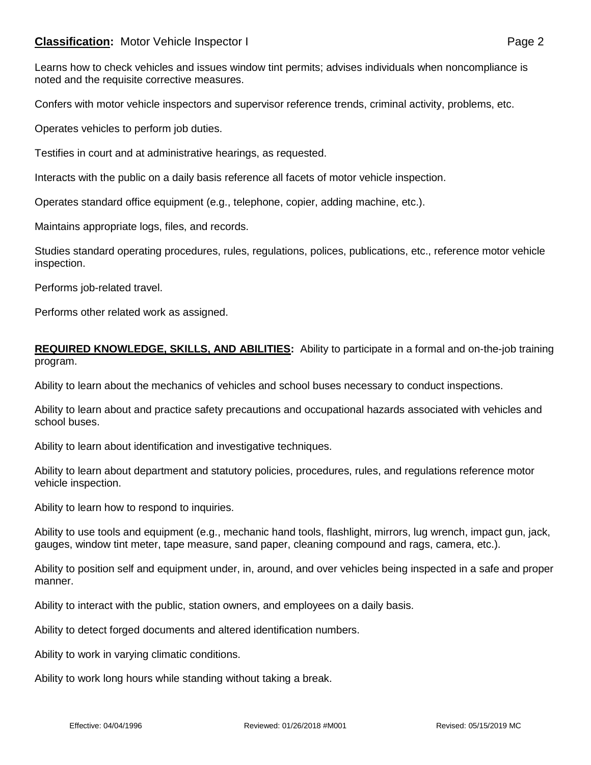Learns how to check vehicles and issues window tint permits; advises individuals when noncompliance is noted and the requisite corrective measures.

Confers with motor vehicle inspectors and supervisor reference trends, criminal activity, problems, etc.

Operates vehicles to perform job duties.

Testifies in court and at administrative hearings, as requested.

Interacts with the public on a daily basis reference all facets of motor vehicle inspection.

Operates standard office equipment (e.g., telephone, copier, adding machine, etc.).

Maintains appropriate logs, files, and records.

Studies standard operating procedures, rules, regulations, polices, publications, etc., reference motor vehicle inspection.

Performs job-related travel.

Performs other related work as assigned.

**REQUIRED KNOWLEDGE, SKILLS, AND ABILITIES:** Ability to participate in a formal and on-the-job training program.

Ability to learn about the mechanics of vehicles and school buses necessary to conduct inspections.

Ability to learn about and practice safety precautions and occupational hazards associated with vehicles and school buses.

Ability to learn about identification and investigative techniques.

Ability to learn about department and statutory policies, procedures, rules, and regulations reference motor vehicle inspection.

Ability to learn how to respond to inquiries.

Ability to use tools and equipment (e.g., mechanic hand tools, flashlight, mirrors, lug wrench, impact gun, jack, gauges, window tint meter, tape measure, sand paper, cleaning compound and rags, camera, etc.).

Ability to position self and equipment under, in, around, and over vehicles being inspected in a safe and proper manner.

Ability to interact with the public, station owners, and employees on a daily basis.

Ability to detect forged documents and altered identification numbers.

Ability to work in varying climatic conditions.

Ability to work long hours while standing without taking a break.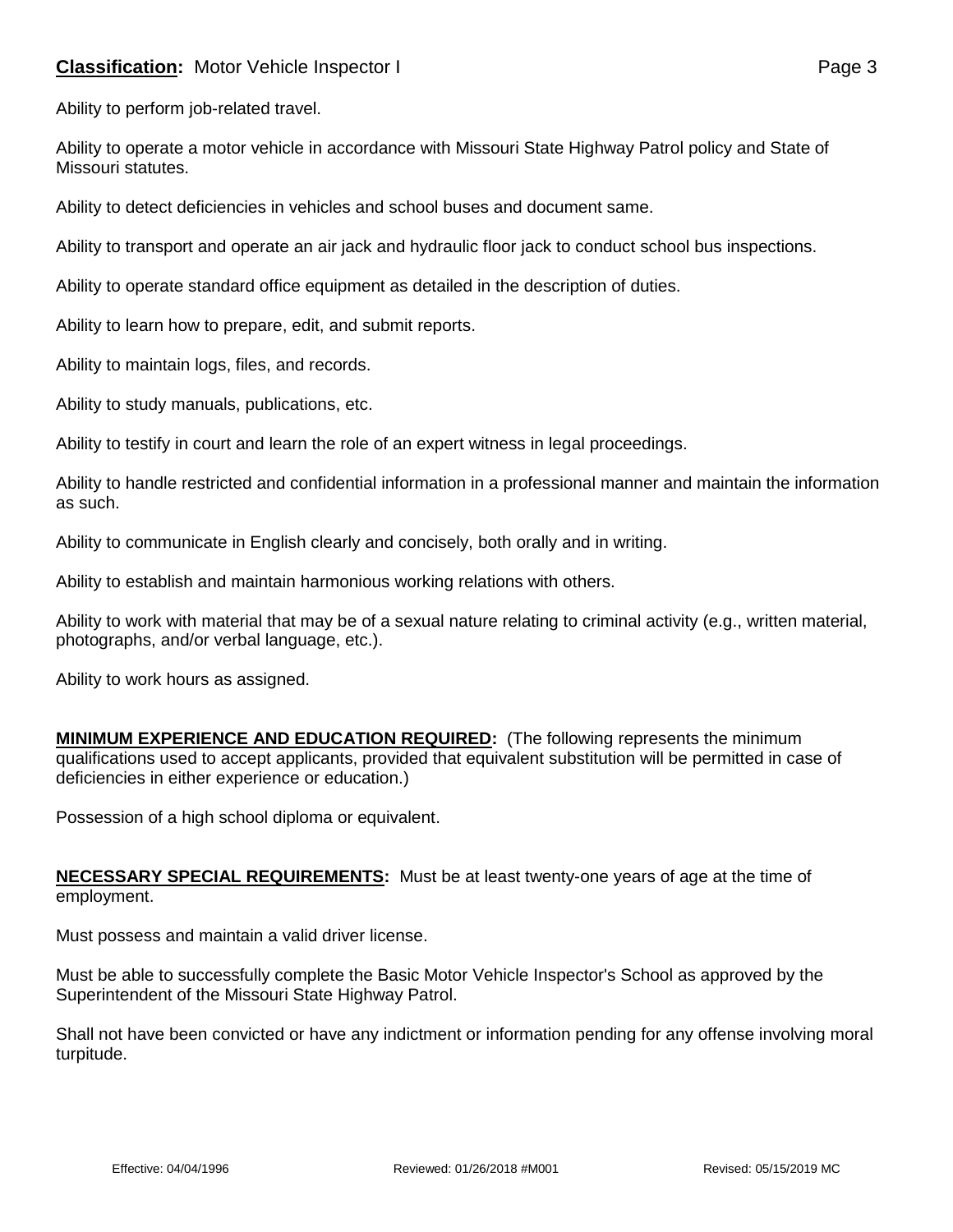Ability to perform job-related travel.

Ability to operate a motor vehicle in accordance with Missouri State Highway Patrol policy and State of Missouri statutes.

Ability to detect deficiencies in vehicles and school buses and document same.

Ability to transport and operate an air jack and hydraulic floor jack to conduct school bus inspections.

Ability to operate standard office equipment as detailed in the description of duties.

Ability to learn how to prepare, edit, and submit reports.

Ability to maintain logs, files, and records.

Ability to study manuals, publications, etc.

Ability to testify in court and learn the role of an expert witness in legal proceedings.

Ability to handle restricted and confidential information in a professional manner and maintain the information as such.

Ability to communicate in English clearly and concisely, both orally and in writing.

Ability to establish and maintain harmonious working relations with others.

Ability to work with material that may be of a sexual nature relating to criminal activity (e.g., written material, photographs, and/or verbal language, etc.).

Ability to work hours as assigned.

**MINIMUM EXPERIENCE AND EDUCATION REQUIRED:** (The following represents the minimum qualifications used to accept applicants, provided that equivalent substitution will be permitted in case of deficiencies in either experience or education.)

Possession of a high school diploma or equivalent.

**NECESSARY SPECIAL REQUIREMENTS:** Must be at least twenty-one years of age at the time of employment.

Must possess and maintain a valid driver license.

Must be able to successfully complete the Basic Motor Vehicle Inspector's School as approved by the Superintendent of the Missouri State Highway Patrol.

Shall not have been convicted or have any indictment or information pending for any offense involving moral turpitude.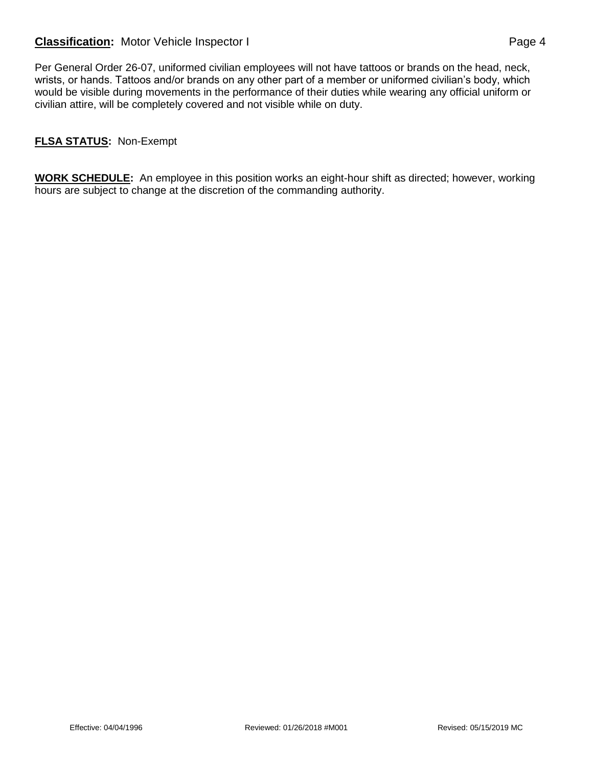Per General Order 26-07, uniformed civilian employees will not have tattoos or brands on the head, neck, wrists, or hands. Tattoos and/or brands on any other part of a member or uniformed civilian's body, which would be visible during movements in the performance of their duties while wearing any official uniform or civilian attire, will be completely covered and not visible while on duty.

**FLSA STATUS:** Non-Exempt

**WORK SCHEDULE:** An employee in this position works an eight-hour shift as directed; however, working hours are subject to change at the discretion of the commanding authority.